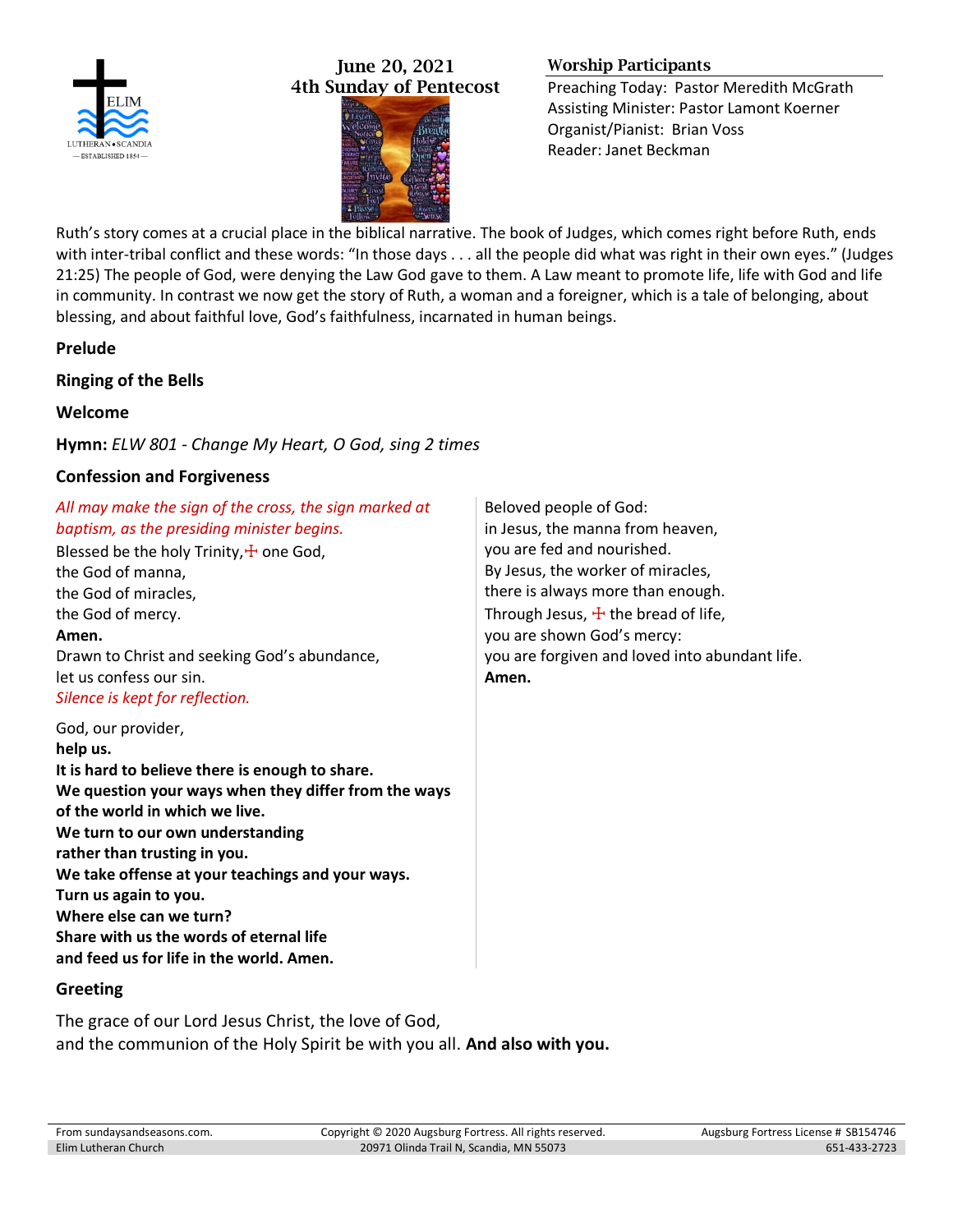ELIM
LUTHERAN • SCANDIA
— ESTABLISHED 1854 —

**June 20, 2021**
**4th Sunday of Pentecost**

**Worship Participants**

Preaching Today: Pastor Meredith McGrath
Assisting Minister: Pastor Lamont Koerner
Organist/Pianist: Brian Voss
Reader: Janet Beckman

Ruth's story comes at a crucial place in the biblical narrative. The book of Judges, which comes right before Ruth, ends with inter-tribal conflict and these words: "In those days . . . all the people did what was right in their own eyes." (Judges 21:25) The people of God, were denying the Law God gave to them. A Law meant to promote life, life with God and life in community. In contrast we now get the story of Ruth, a woman and a foreigner, which is a tale of belonging, about blessing, and about faithful love, God's faithfulness, incarnated in human beings.

**Prelude**

**Ringing of the Bells**

**Welcome**

**Hymn:** *ELW 801 - Change My Heart, O God, sing 2 times*

**Confession and Forgiveness**

*All may make the sign of the cross, the sign marked at baptism, as the presiding minister begins.*

Blessed be the holy Trinity, ☩ one God,
the God of manna,
the God of miracles,
the God of mercy.
**Amen.**

Drawn to Christ and seeking God's abundance,
let us confess our sin.

*Silence is kept for reflection.*

God, our provider,
**help us.**
**It is hard to believe there is enough to share.**
**We question your ways when they differ from the ways of the world in which we live.**
**We turn to our own understanding**
**rather than trusting in you.**
**We take offense at your teachings and your ways.**
**Turn us again to you.**
**Where else can we turn?**
**Share with us the words of eternal life**
**and feed us for life in the world. Amen.**

Beloved people of God:
in Jesus, the manna from heaven,
you are fed and nourished.
By Jesus, the worker of miracles,
there is always more than enough.
Through Jesus, ☩ the bread of life,
you are shown God's mercy:
you are forgiven and loved into abundant life.
**Amen.**

**Greeting**

The grace of our Lord Jesus Christ, the love of God,
and the communion of the Holy Spirit be with you all. **And also with you.**

From sundaysandseasons.com. Copyright © 2020 Augsburg Fortress. All rights reserved. Augsburg Fortress License # SB154746
Elim Lutheran Church 20971 Olinda Trail N, Scandia, MN 55073 651-433-2723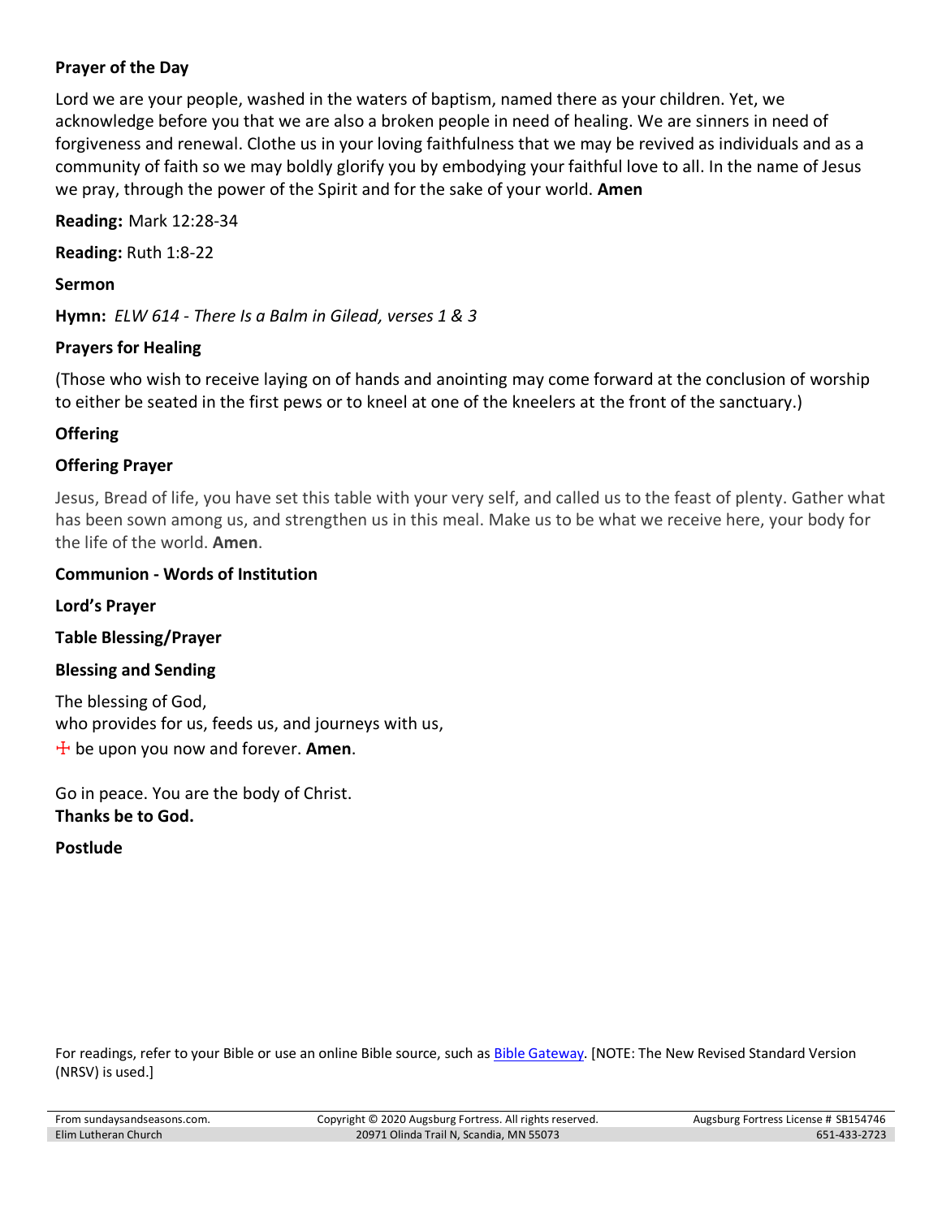**Prayer of the Day**

Lord we are your people, washed in the waters of baptism, named there as your children. Yet, we acknowledge before you that we are also a broken people in need of healing. We are sinners in need of forgiveness and renewal. Clothe us in your loving faithfulness that we may be revived as individuals and as a community of faith so we may boldly glorify you by embodying your faithful love to all. In the name of Jesus we pray, through the power of the Spirit and for the sake of your world. **Amen**

**Reading:** Mark 12:28-34

**Reading:** Ruth 1:8-22

**Sermon**

**Hymn:** *ELW 614 - There Is a Balm in Gilead, verses 1 & 3*

**Prayers for Healing**

(Those who wish to receive laying on of hands and anointing may come forward at the conclusion of worship to either be seated in the first pews or to kneel at one of the kneelers at the front of the sanctuary.)

**Offering**

**Offering Prayer**

Jesus, Bread of life, you have set this table with your very self, and called us to the feast of plenty. Gather what has been sown among us, and strengthen us in this meal. Make us to be what we receive here, your body for the life of the world. **Amen**.

**Communion - Words of Institution**

**Lord's Prayer**

**Table Blessing/Prayer**

**Blessing and Sending**

The blessing of God,
who provides for us, feeds us, and journeys with us,
☩ be upon you now and forever. **Amen**.

Go in peace. You are the body of Christ.
**Thanks be to God.**

**Postlude**

For readings, refer to your Bible or use an online Bible source, such as Bible Gateway. [NOTE: The New Revised Standard Version (NRSV) is used.]

From sundaysandseasons.com. Copyright © 2020 Augsburg Fortress. All rights reserved. Augsburg Fortress License # SB154746
Elim Lutheran Church 20971 Olinda Trail N, Scandia, MN 55073 651-433-2723